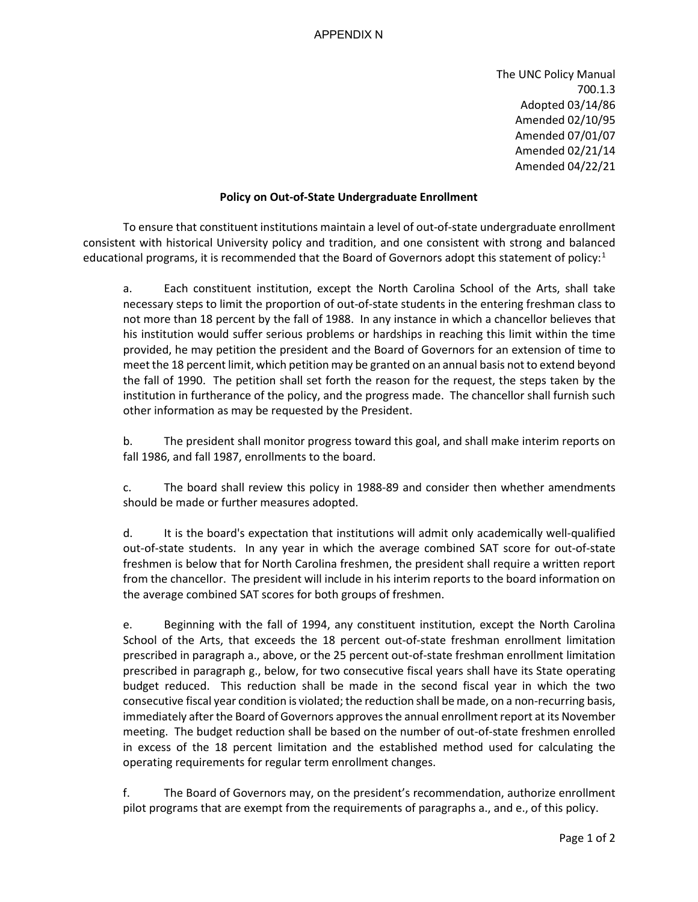APPENDIX N

The UNC Policy Manual
700.1.3
Adopted 03/14/86
Amended 02/10/95
Amended 07/01/07
Amended 02/21/14
Amended 04/22/21

**Policy on Out-of-State Undergraduate Enrollment**

To ensure that constituent institutions maintain a level of out-of-state undergraduate enrollment consistent with historical University policy and tradition, and one consistent with strong and balanced educational programs, it is recommended that the Board of Governors adopt this statement of policy:[1]

a. Each constituent institution, except the North Carolina School of the Arts, shall take necessary steps to limit the proportion of out-of-state students in the entering freshman class to not more than 18 percent by the fall of 1988. In any instance in which a chancellor believes that his institution would suffer serious problems or hardships in reaching this limit within the time provided, he may petition the president and the Board of Governors for an extension of time to meet the 18 percent limit, which petition may be granted on an annual basis not to extend beyond the fall of 1990. The petition shall set forth the reason for the request, the steps taken by the institution in furtherance of the policy, and the progress made. The chancellor shall furnish such other information as may be requested by the President.

b. The president shall monitor progress toward this goal, and shall make interim reports on fall 1986, and fall 1987, enrollments to the board.

c. The board shall review this policy in 1988-89 and consider then whether amendments should be made or further measures adopted.

d. It is the board's expectation that institutions will admit only academically well-qualified out-of-state students. In any year in which the average combined SAT score for out-of-state freshmen is below that for North Carolina freshmen, the president shall require a written report from the chancellor. The president will include in his interim reports to the board information on the average combined SAT scores for both groups of freshmen.

e. Beginning with the fall of 1994, any constituent institution, except the North Carolina School of the Arts, that exceeds the 18 percent out-of-state freshman enrollment limitation prescribed in paragraph a., above, or the 25 percent out-of-state freshman enrollment limitation prescribed in paragraph g., below, for two consecutive fiscal years shall have its State operating budget reduced. This reduction shall be made in the second fiscal year in which the two consecutive fiscal year condition is violated; the reduction shall be made, on a non-recurring basis, immediately after the Board of Governors approves the annual enrollment report at its November meeting. The budget reduction shall be based on the number of out-of-state freshmen enrolled in excess of the 18 percent limitation and the established method used for calculating the operating requirements for regular term enrollment changes.

f. The Board of Governors may, on the president's recommendation, authorize enrollment pilot programs that are exempt from the requirements of paragraphs a., and e., of this policy.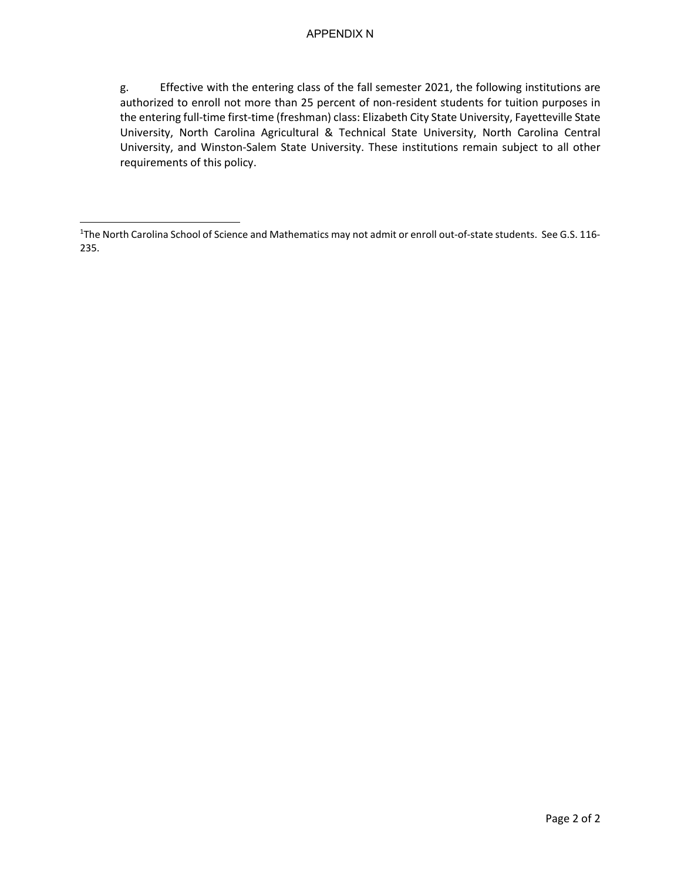g. Effective with the entering class of the fall semester 2021, the following institutions are authorized to enroll not more than 25 percent of non-resident students for tuition purposes in the entering full-time first-time (freshman) class: Elizabeth City State University, Fayetteville State University, North Carolina Agricultural & Technical State University, North Carolina Central University, and Winston-Salem State University. These institutions remain subject to all other requirements of this policy.

---

[1]The North Carolina School of Science and Mathematics may not admit or enroll out-of-state students. See G.S. 116-235.